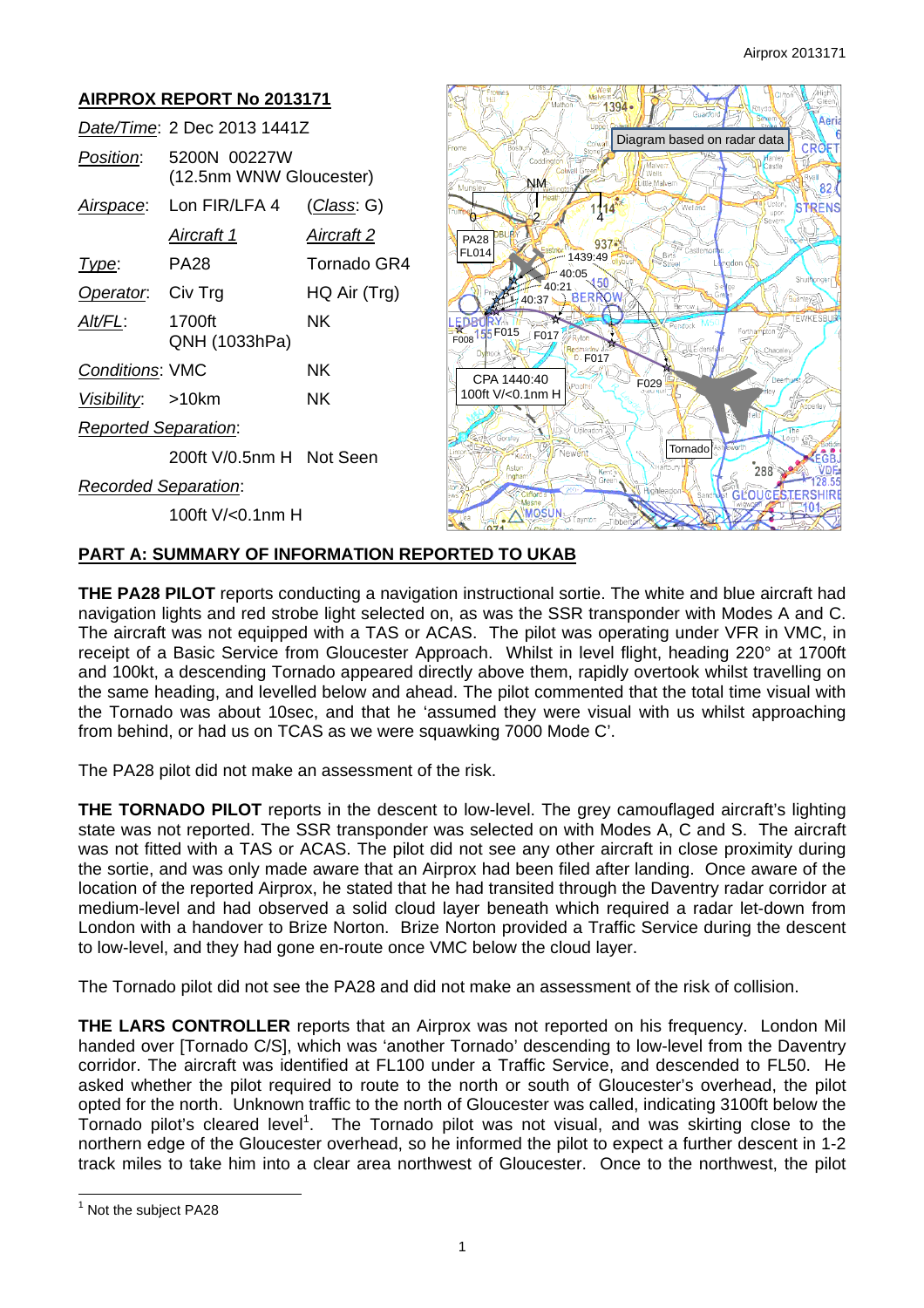## AIRPROX REPORT No 2013171

| | | |
|---|---|---|
| *Date/Time*: | 2 Dec 2013 1441Z | |
| *Position*: | 5200N 00227W (12.5nm WNW Gloucester) | |
| *Airspace*: | Lon FIR/LFA 4 | (*Class*: G) |
| | *Aircraft 1* | *Aircraft 2* |
| *Type*: | PA28 | Tornado GR4 |
| *Operator*: | Civ Trg | HQ Air (Trg) |
| *Alt/FL*: | 1700ft QNH (1033hPa) | NK |
| *Conditions*: | VMC | NK |
| *Visibility*: | >10km | NK |
| *Reported Separation*: | | |
| | 200ft V/0.5nm H | Not Seen |
| *Recorded Separation*: | | |
| | 100ft V/<0.1nm H | |

## PART A: SUMMARY OF INFORMATION REPORTED TO UKAB

**THE PA28 PILOT** reports conducting a navigation instructional sortie. The white and blue aircraft had navigation lights and red strobe light selected on, as was the SSR transponder with Modes A and C. The aircraft was not equipped with a TAS or ACAS. The pilot was operating under VFR in VMC, in receipt of a Basic Service from Gloucester Approach. Whilst in level flight, heading 220° at 1700ft and 100kt, a descending Tornado appeared directly above them, rapidly overtook whilst travelling on the same heading, and levelled below and ahead. The pilot commented that the total time visual with the Tornado was about 10sec, and that he 'assumed they were visual with us whilst approaching from behind, or had us on TCAS as we were squawking 7000 Mode C'.

The PA28 pilot did not make an assessment of the risk.

**THE TORNADO PILOT** reports in the descent to low-level. The grey camouflaged aircraft's lighting state was not reported. The SSR transponder was selected on with Modes A, C and S. The aircraft was not fitted with a TAS or ACAS. The pilot did not see any other aircraft in close proximity during the sortie, and was only made aware that an Airprox had been filed after landing. Once aware of the location of the reported Airprox, he stated that he had transited through the Daventry radar corridor at medium-level and had observed a solid cloud layer beneath which required a radar let-down from London with a handover to Brize Norton. Brize Norton provided a Traffic Service during the descent to low-level, and they had gone en-route once VMC below the cloud layer.

The Tornado pilot did not see the PA28 and did not make an assessment of the risk of collision.

**THE LARS CONTROLLER** reports that an Airprox was not reported on his frequency. London Mil handed over [Tornado C/S], which was 'another Tornado' descending to low-level from the Daventry corridor. The aircraft was identified at FL100 under a Traffic Service, and descended to FL50. He asked whether the pilot required to route to the north or south of Gloucester's overhead, the pilot opted for the north. Unknown traffic to the north of Gloucester was called, indicating 3100ft below the Tornado pilot's cleared level[1]. The Tornado pilot was not visual, and was skirting close to the northern edge of the Gloucester overhead, so he informed the pilot to expect a further descent in 1-2 track miles to take him into a clear area northwest of Gloucester. Once to the northwest, the pilot

[1] Not the subject PA28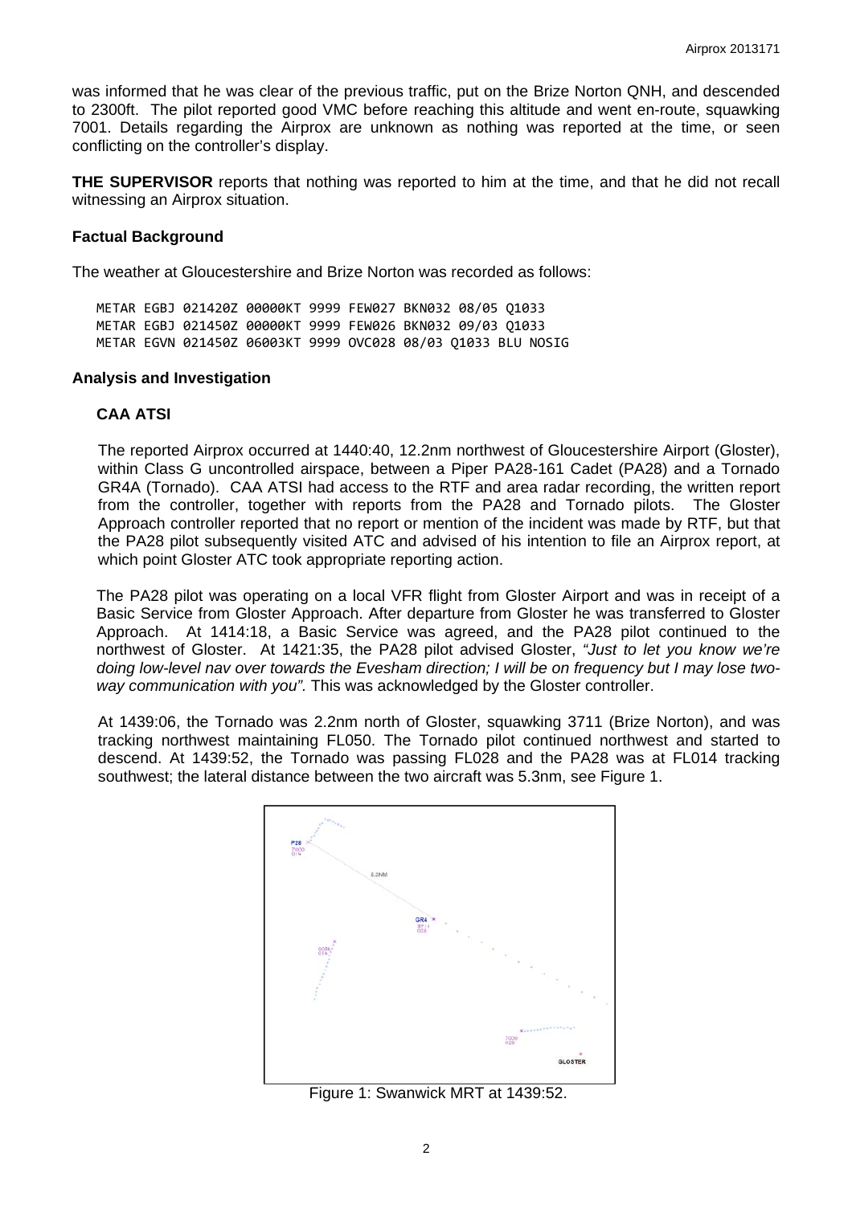was informed that he was clear of the previous traffic, put on the Brize Norton QNH, and descended to 2300ft. The pilot reported good VMC before reaching this altitude and went en-route, squawking 7001. Details regarding the Airprox are unknown as nothing was reported at the time, or seen conflicting on the controller's display.

**THE SUPERVISOR** reports that nothing was reported to him at the time, and that he did not recall witnessing an Airprox situation.

### Factual Background

The weather at Gloucestershire and Brize Norton was recorded as follows:

```
METAR EGBJ 021420Z 00000KT 9999 FEW027 BKN032 08/05 Q1033
METAR EGBJ 021450Z 00000KT 9999 FEW026 BKN032 09/03 Q1033
METAR EGVN 021450Z 06003KT 9999 OVC028 08/03 Q1033 BLU NOSIG
```

### Analysis and Investigation

#### CAA ATSI

The reported Airprox occurred at 1440:40, 12.2nm northwest of Gloucestershire Airport (Gloster), within Class G uncontrolled airspace, between a Piper PA28-161 Cadet (PA28) and a Tornado GR4A (Tornado). CAA ATSI had access to the RTF and area radar recording, the written report from the controller, together with reports from the PA28 and Tornado pilots. The Gloster Approach controller reported that no report or mention of the incident was made by RTF, but that the PA28 pilot subsequently visited ATC and advised of his intention to file an Airprox report, at which point Gloster ATC took appropriate reporting action.

The PA28 pilot was operating on a local VFR flight from Gloster Airport and was in receipt of a Basic Service from Gloster Approach. After departure from Gloster he was transferred to Gloster Approach. At 1414:18, a Basic Service was agreed, and the PA28 pilot continued to the northwest of Gloster. At 1421:35, the PA28 pilot advised Gloster, *"Just to let you know we're doing low-level nav over towards the Evesham direction; I will be on frequency but I may lose two-way communication with you".* This was acknowledged by the Gloster controller.

At 1439:06, the Tornado was 2.2nm north of Gloster, squawking 3711 (Brize Norton), and was tracking northwest maintaining FL050. The Tornado pilot continued northwest and started to descend. At 1439:52, the Tornado was passing FL028 and the PA28 was at FL014 tracking southwest; the lateral distance between the two aircraft was 5.3nm, see Figure 1.

Figure 1: Swanwick MRT at 1439:52.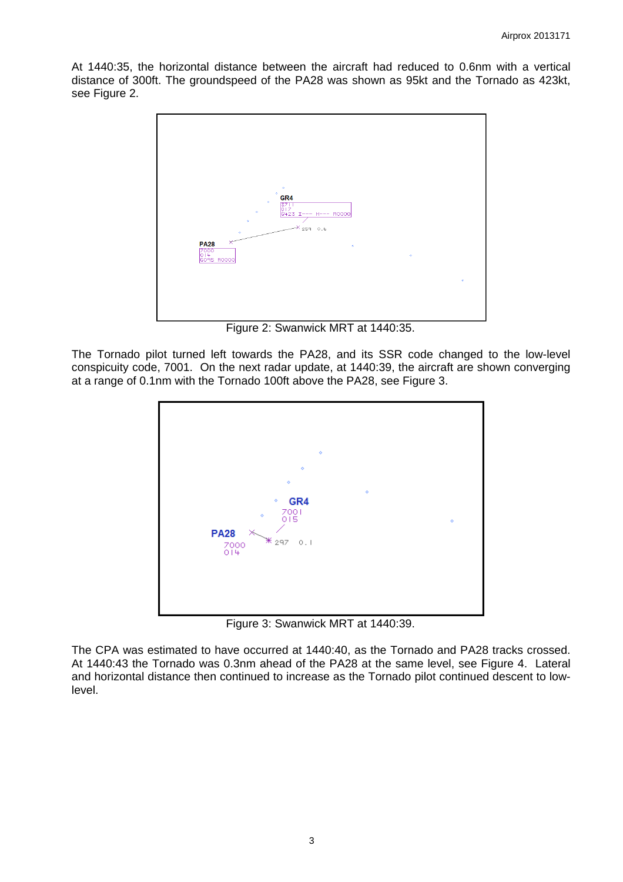At 1440:35, the horizontal distance between the aircraft had reduced to 0.6nm with a vertical distance of 300ft. The groundspeed of the PA28 was shown as 95kt and the Tornado as 423kt, see Figure 2.

Figure 2: Swanwick MRT at 1440:35.

The Tornado pilot turned left towards the PA28, and its SSR code changed to the low-level conspicuity code, 7001. On the next radar update, at 1440:39, the aircraft are shown converging at a range of 0.1nm with the Tornado 100ft above the PA28, see Figure 3.

Figure 3: Swanwick MRT at 1440:39.

The CPA was estimated to have occurred at 1440:40, as the Tornado and PA28 tracks crossed. At 1440:43 the Tornado was 0.3nm ahead of the PA28 at the same level, see Figure 4. Lateral and horizontal distance then continued to increase as the Tornado pilot continued descent to low-level.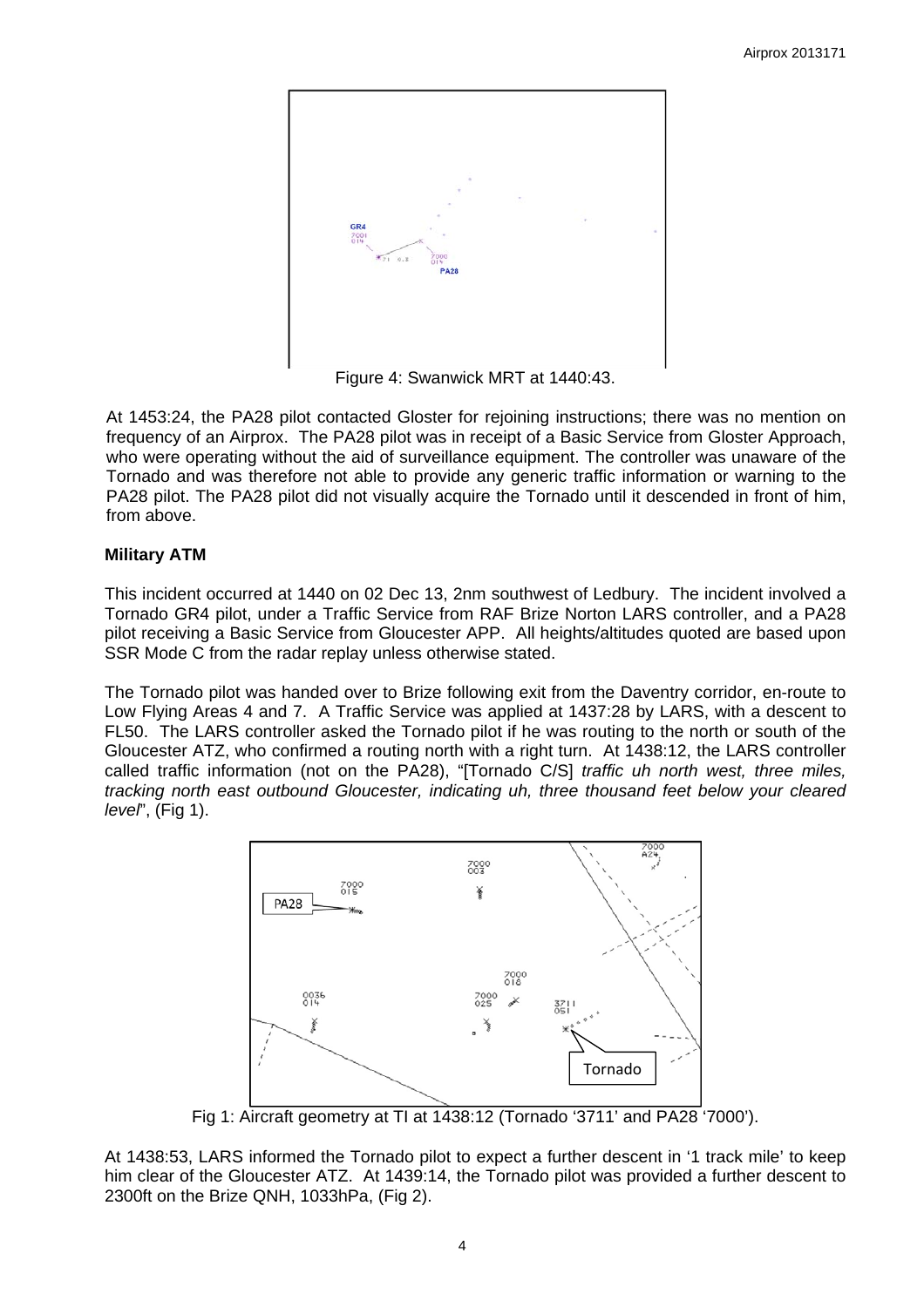Figure 4: Swanwick MRT at 1440:43.

At 1453:24, the PA28 pilot contacted Gloster for rejoining instructions; there was no mention on frequency of an Airprox. The PA28 pilot was in receipt of a Basic Service from Gloster Approach, who were operating without the aid of surveillance equipment. The controller was unaware of the Tornado and was therefore not able to provide any generic traffic information or warning to the PA28 pilot. The PA28 pilot did not visually acquire the Tornado until it descended in front of him, from above.

**Military ATM**

This incident occurred at 1440 on 02 Dec 13, 2nm southwest of Ledbury. The incident involved a Tornado GR4 pilot, under a Traffic Service from RAF Brize Norton LARS controller, and a PA28 pilot receiving a Basic Service from Gloucester APP. All heights/altitudes quoted are based upon SSR Mode C from the radar replay unless otherwise stated.

The Tornado pilot was handed over to Brize following exit from the Daventry corridor, en-route to Low Flying Areas 4 and 7. A Traffic Service was applied at 1437:28 by LARS, with a descent to FL50. The LARS controller asked the Tornado pilot if he was routing to the north or south of the Gloucester ATZ, who confirmed a routing north with a right turn. At 1438:12, the LARS controller called traffic information (not on the PA28), "[Tornado C/S] *traffic uh north west, three miles, tracking north east outbound Gloucester, indicating uh, three thousand feet below your cleared level*", (Fig 1).

Fig 1: Aircraft geometry at TI at 1438:12 (Tornado '3711' and PA28 '7000').

At 1438:53, LARS informed the Tornado pilot to expect a further descent in '1 track mile' to keep him clear of the Gloucester ATZ. At 1439:14, the Tornado pilot was provided a further descent to 2300ft on the Brize QNH, 1033hPa, (Fig 2).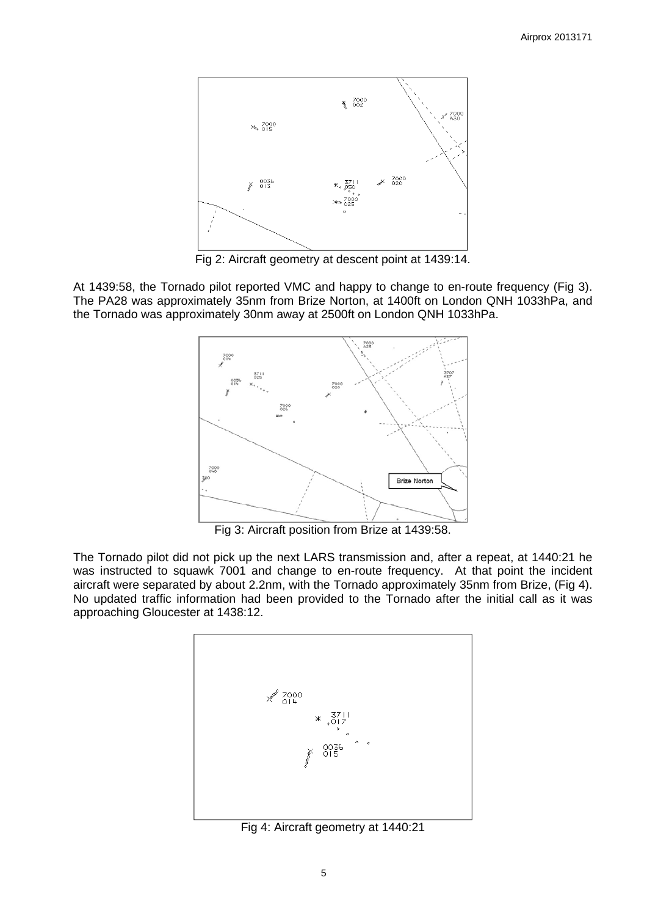Fig 2: Aircraft geometry at descent point at 1439:14.

At 1439:58, the Tornado pilot reported VMC and happy to change to en-route frequency (Fig 3). The PA28 was approximately 35nm from Brize Norton, at 1400ft on London QNH 1033hPa, and the Tornado was approximately 30nm away at 2500ft on London QNH 1033hPa.

Fig 3: Aircraft position from Brize at 1439:58.

The Tornado pilot did not pick up the next LARS transmission and, after a repeat, at 1440:21 he was instructed to squawk 7001 and change to en-route frequency. At that point the incident aircraft were separated by about 2.2nm, with the Tornado approximately 35nm from Brize, (Fig 4). No updated traffic information had been provided to the Tornado after the initial call as it was approaching Gloucester at 1438:12.

Fig 4: Aircraft geometry at 1440:21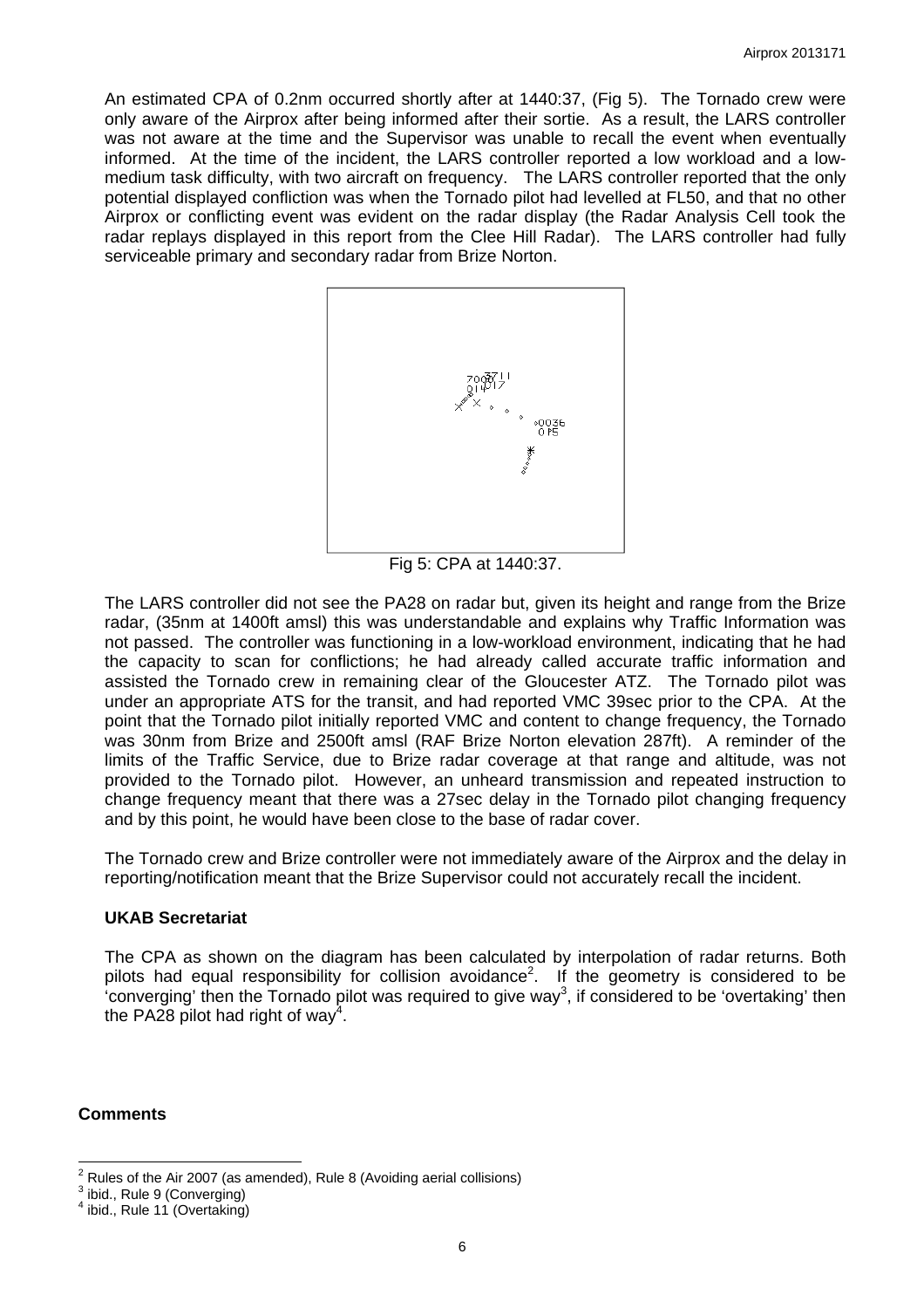An estimated CPA of 0.2nm occurred shortly after at 1440:37, (Fig 5). The Tornado crew were only aware of the Airprox after being informed after their sortie. As a result, the LARS controller was not aware at the time and the Supervisor was unable to recall the event when eventually informed. At the time of the incident, the LARS controller reported a low workload and a low-medium task difficulty, with two aircraft on frequency. The LARS controller reported that the only potential displayed confliction was when the Tornado pilot had levelled at FL50, and that no other Airprox or conflicting event was evident on the radar display (the Radar Analysis Cell took the radar replays displayed in this report from the Clee Hill Radar). The LARS controller had fully serviceable primary and secondary radar from Brize Norton.

Fig 5: CPA at 1440:37.

The LARS controller did not see the PA28 on radar but, given its height and range from the Brize radar, (35nm at 1400ft amsl) this was understandable and explains why Traffic Information was not passed. The controller was functioning in a low-workload environment, indicating that he had the capacity to scan for conflictions; he had already called accurate traffic information and assisted the Tornado crew in remaining clear of the Gloucester ATZ. The Tornado pilot was under an appropriate ATS for the transit, and had reported VMC 39sec prior to the CPA. At the point that the Tornado pilot initially reported VMC and content to change frequency, the Tornado was 30nm from Brize and 2500ft amsl (RAF Brize Norton elevation 287ft). A reminder of the limits of the Traffic Service, due to Brize radar coverage at that range and altitude, was not provided to the Tornado pilot. However, an unheard transmission and repeated instruction to change frequency meant that there was a 27sec delay in the Tornado pilot changing frequency and by this point, he would have been close to the base of radar cover.

The Tornado crew and Brize controller were not immediately aware of the Airprox and the delay in reporting/notification meant that the Brize Supervisor could not accurately recall the incident.

### UKAB Secretariat

The CPA as shown on the diagram has been calculated by interpolation of radar returns. Both pilots had equal responsibility for collision avoidance[2]. If the geometry is considered to be 'converging' then the Tornado pilot was required to give way[3], if considered to be 'overtaking' then the PA28 pilot had right of way[4].

## Comments

[2] Rules of the Air 2007 (as amended), Rule 8 (Avoiding aerial collisions)
[3] ibid., Rule 9 (Converging)
[4] ibid., Rule 11 (Overtaking)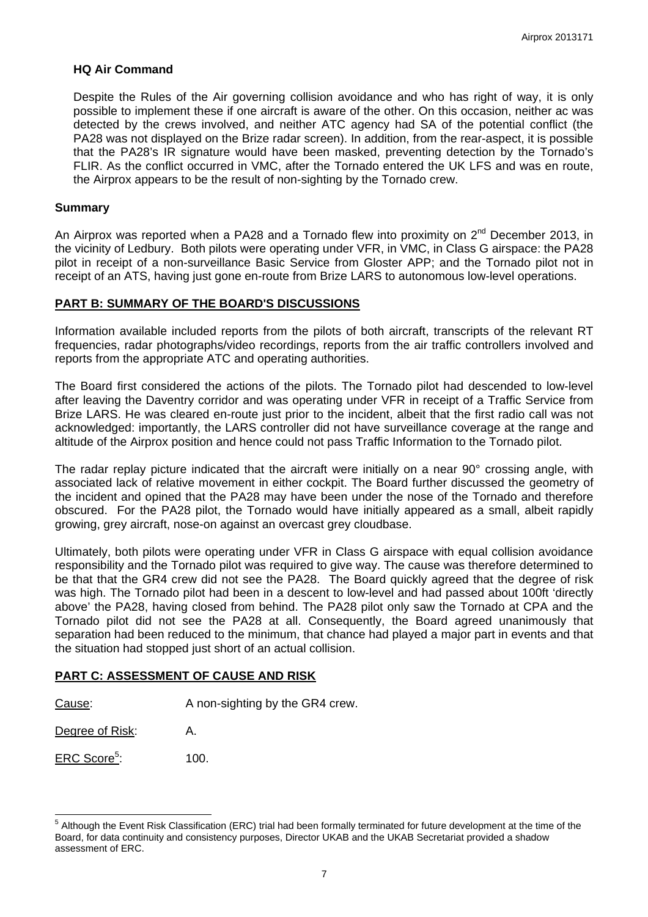### HQ Air Command

Despite the Rules of the Air governing collision avoidance and who has right of way, it is only possible to implement these if one aircraft is aware of the other. On this occasion, neither ac was detected by the crews involved, and neither ATC agency had SA of the potential conflict (the PA28 was not displayed on the Brize radar screen). In addition, from the rear-aspect, it is possible that the PA28's IR signature would have been masked, preventing detection by the Tornado's FLIR. As the conflict occurred in VMC, after the Tornado entered the UK LFS and was en route, the Airprox appears to be the result of non-sighting by the Tornado crew.

### Summary

An Airprox was reported when a PA28 and a Tornado flew into proximity on 2nd December 2013, in the vicinity of Ledbury. Both pilots were operating under VFR, in VMC, in Class G airspace: the PA28 pilot in receipt of a non-surveillance Basic Service from Gloster APP; and the Tornado pilot not in receipt of an ATS, having just gone en-route from Brize LARS to autonomous low-level operations.

### PART B: SUMMARY OF THE BOARD'S DISCUSSIONS

Information available included reports from the pilots of both aircraft, transcripts of the relevant RT frequencies, radar photographs/video recordings, reports from the air traffic controllers involved and reports from the appropriate ATC and operating authorities.

The Board first considered the actions of the pilots. The Tornado pilot had descended to low-level after leaving the Daventry corridor and was operating under VFR in receipt of a Traffic Service from Brize LARS. He was cleared en-route just prior to the incident, albeit that the first radio call was not acknowledged: importantly, the LARS controller did not have surveillance coverage at the range and altitude of the Airprox position and hence could not pass Traffic Information to the Tornado pilot.

The radar replay picture indicated that the aircraft were initially on a near 90° crossing angle, with associated lack of relative movement in either cockpit. The Board further discussed the geometry of the incident and opined that the PA28 may have been under the nose of the Tornado and therefore obscured. For the PA28 pilot, the Tornado would have initially appeared as a small, albeit rapidly growing, grey aircraft, nose-on against an overcast grey cloudbase.

Ultimately, both pilots were operating under VFR in Class G airspace with equal collision avoidance responsibility and the Tornado pilot was required to give way. The cause was therefore determined to be that that the GR4 crew did not see the PA28. The Board quickly agreed that the degree of risk was high. The Tornado pilot had been in a descent to low-level and had passed about 100ft 'directly above' the PA28, having closed from behind. The PA28 pilot only saw the Tornado at CPA and the Tornado pilot did not see the PA28 at all. Consequently, the Board agreed unanimously that separation had been reduced to the minimum, that chance had played a major part in events and that the situation had stopped just short of an actual collision.

### PART C: ASSESSMENT OF CAUSE AND RISK

Cause: A non-sighting by the GR4 crew.

Degree of Risk: A.

ERC Score[5]: 100.

[5] Although the Event Risk Classification (ERC) trial had been formally terminated for future development at the time of the Board, for data continuity and consistency purposes, Director UKAB and the UKAB Secretariat provided a shadow assessment of ERC.